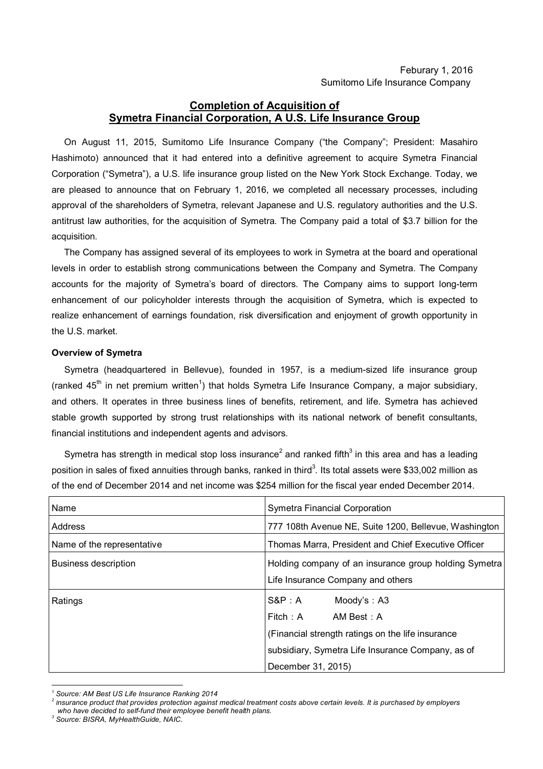Feburary 1, 2016
Sumitomo Life Insurance Company

# Completion of Acquisition of Symetra Financial Corporation, A U.S. Life Insurance Group

On August 11, 2015, Sumitomo Life Insurance Company ("the Company"; President: Masahiro Hashimoto) announced that it had entered into a definitive agreement to acquire Symetra Financial Corporation ("Symetra"), a U.S. life insurance group listed on the New York Stock Exchange. Today, we are pleased to announce that on February 1, 2016, we completed all necessary processes, including approval of the shareholders of Symetra, relevant Japanese and U.S. regulatory authorities and the U.S. antitrust law authorities, for the acquisition of Symetra. The Company paid a total of $3.7 billion for the acquisition.

The Company has assigned several of its employees to work in Symetra at the board and operational levels in order to establish strong communications between the Company and Symetra. The Company accounts for the majority of Symetra's board of directors. The Company aims to support long-term enhancement of our policyholder interests through the acquisition of Symetra, which is expected to realize enhancement of earnings foundation, risk diversification and enjoyment of growth opportunity in the U.S. market.

**Overview of Symetra**

Symetra (headquartered in Bellevue), founded in 1957, is a medium-sized life insurance group (ranked 45th in net premium written[1]) that holds Symetra Life Insurance Company, a major subsidiary, and others. It operates in three business lines of benefits, retirement, and life. Symetra has achieved stable growth supported by strong trust relationships with its national network of benefit consultants, financial institutions and independent agents and advisors.

Symetra has strength in medical stop loss insurance[2] and ranked fifth[3] in this area and has a leading position in sales of fixed annuities through banks, ranked in third[3]. Its total assets were $33,002 million as of the end of December 2014 and net income was $254 million for the fiscal year ended December 2014.

| Name | Symetra Financial Corporation |
|---|---|
| Address | 777 108th Avenue NE, Suite 1200, Bellevue, Washington |
| Name of the representative | Thomas Marra, President and Chief Executive Officer |
| Business description | Holding company of an insurance group holding Symetra Life Insurance Company and others |
| Ratings | S&P：A　Moody's：A3<br>Fitch：A　AM Best：A<br>(Financial strength ratings on the life insurance subsidiary, Symetra Life Insurance Company, as of December 31, 2015) |

*[1] Source: AM Best US Life Insurance Ranking 2014*
*[2] Insurance product that provides protection against medical treatment costs above certain levels. It is purchased by employers who have decided to self-fund their employee benefit health plans.*
*[3] Source: BISRA, MyHealthGuide, NAIC.*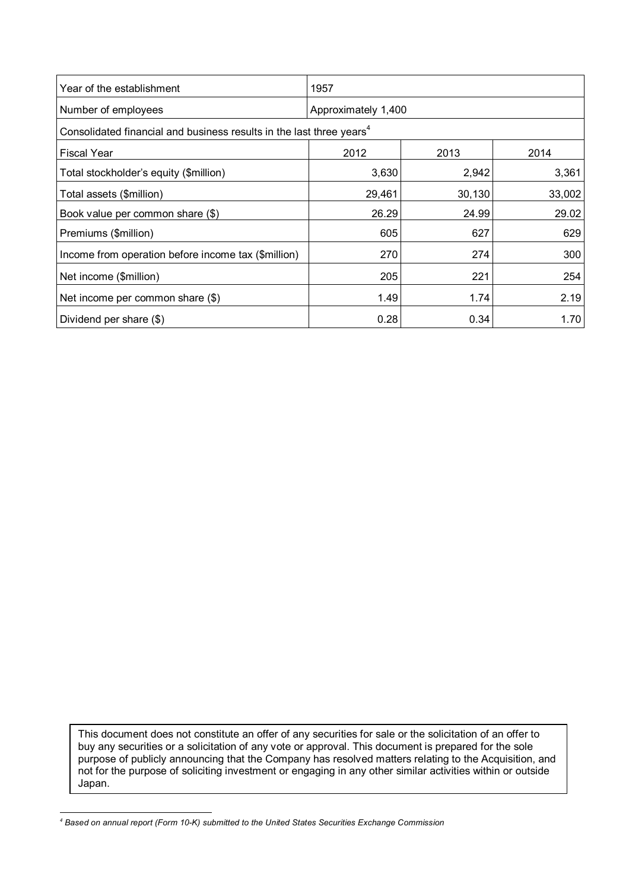| | | | |
|---|---|---|---|
| Year of the establishment | 1957 | | |
| Number of employees | Approximately 1,400 | | |
| Consolidated financial and business results in the last three years[4] | | | |
| Fiscal Year | 2012 | 2013 | 2014 |
| Total stockholder's equity ($million) | 3,630 | 2,942 | 3,361 |
| Total assets ($million) | 29,461 | 30,130 | 33,002 |
| Book value per common share ($) | 26.29 | 24.99 | 29.02 |
| Premiums ($million) | 605 | 627 | 629 |
| Income from operation before income tax ($million) | 270 | 274 | 300 |
| Net income ($million) | 205 | 221 | 254 |
| Net income per common share ($) | 1.49 | 1.74 | 2.19 |
| Dividend per share ($) | 0.28 | 0.34 | 1.70 |

This document does not constitute an offer of any securities for sale or the solicitation of an offer to buy any securities or a solicitation of any vote or approval. This document is prepared for the sole purpose of publicly announcing that the Company has resolved matters relating to the Acquisition, and not for the purpose of soliciting investment or engaging in any other similar activities within or outside Japan.

[4] *Based on annual report (Form 10-K) submitted to the United States Securities Exchange Commission*